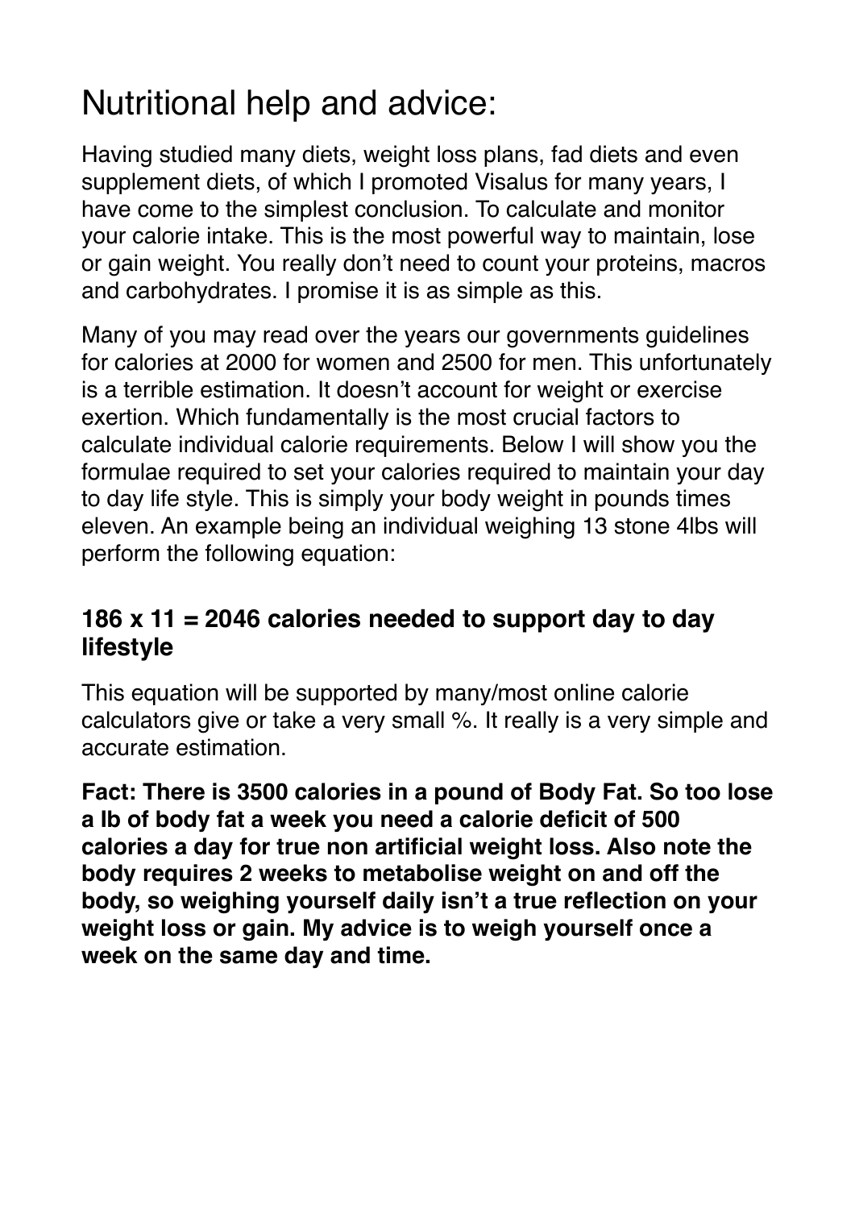# Nutritional help and advice:

Having studied many diets, weight loss plans, fad diets and even supplement diets, of which I promoted Visalus for many years, I have come to the simplest conclusion. To calculate and monitor your calorie intake. This is the most powerful way to maintain, lose or gain weight. You really don't need to count your proteins, macros and carbohydrates. I promise it is as simple as this.

Many of you may read over the years our governments guidelines for calories at 2000 for women and 2500 for men. This unfortunately is a terrible estimation. It doesn't account for weight or exercise exertion. Which fundamentally is the most crucial factors to calculate individual calorie requirements. Below I will show you the formulae required to set your calories required to maintain your day to day life style. This is simply your body weight in pounds times eleven. An example being an individual weighing 13 stone 4lbs will perform the following equation:

### 186 x 11 = 2046 calories needed to support day to day lifestyle

This equation will be supported by many/most online calorie calculators give or take a very small %. It really is a very simple and accurate estimation.

**Fact: There is 3500 calories in a pound of Body Fat. So too lose a lb of body fat a week you need a calorie deficit of 500 calories a day for true non artificial weight loss. Also note the body requires 2 weeks to metabolise weight on and off the body, so weighing yourself daily isn't a true reflection on your weight loss or gain. My advice is to weigh yourself once a week on the same day and time.**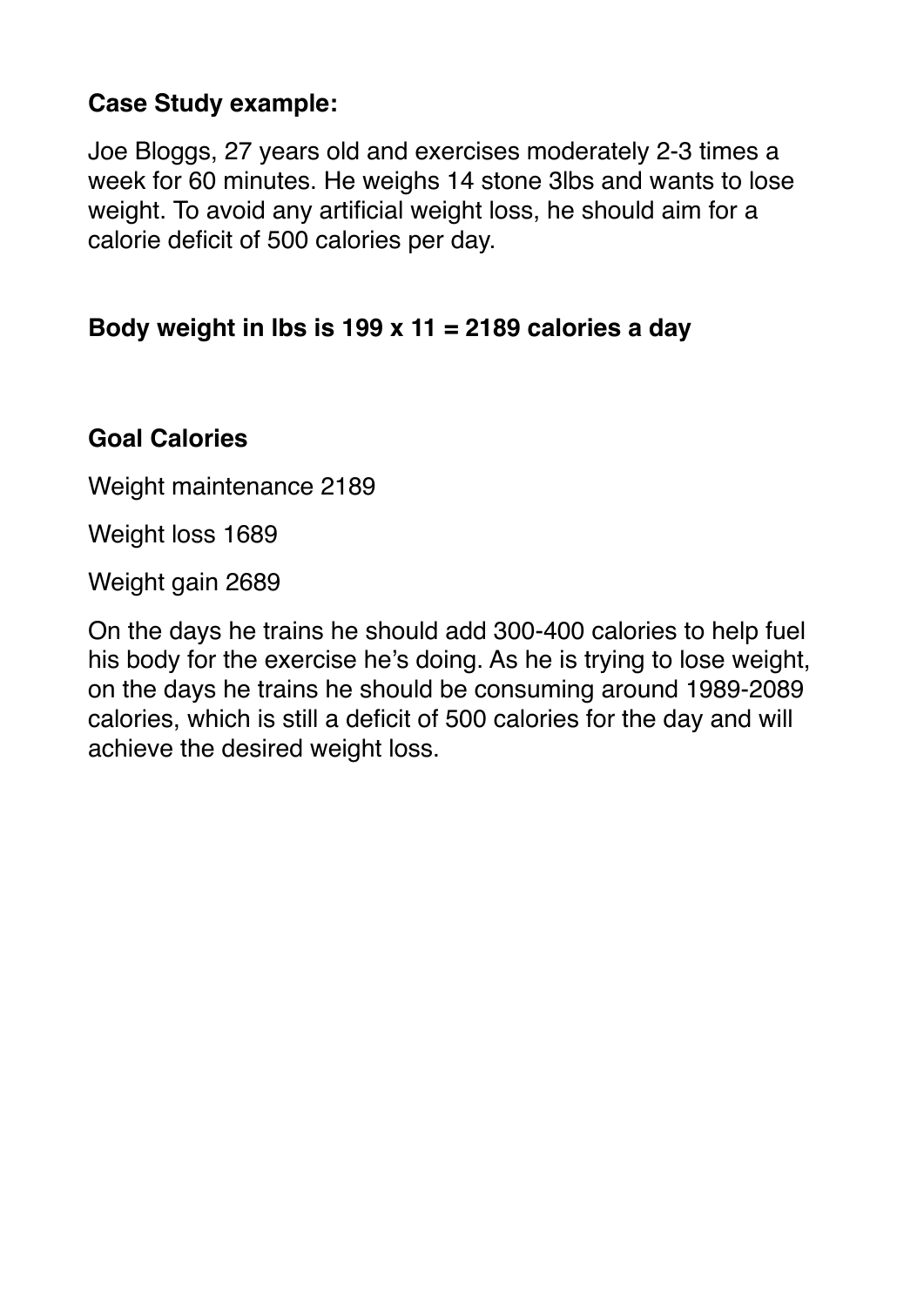**Case Study example:**

Joe Bloggs, 27 years old and exercises moderately 2-3 times a week for 60 minutes. He weighs 14 stone 3lbs and wants to lose weight. To avoid any artificial weight loss, he should aim for a calorie deficit of 500 calories per day.

**Body weight in lbs is 199 x 11 = 2189 calories a day**

**Goal Calories**

Weight maintenance 2189

Weight loss 1689

Weight gain 2689

On the days he trains he should add 300-400 calories to help fuel his body for the exercise he's doing. As he is trying to lose weight, on the days he trains he should be consuming around 1989-2089 calories, which is still a deficit of 500 calories for the day and will achieve the desired weight loss.